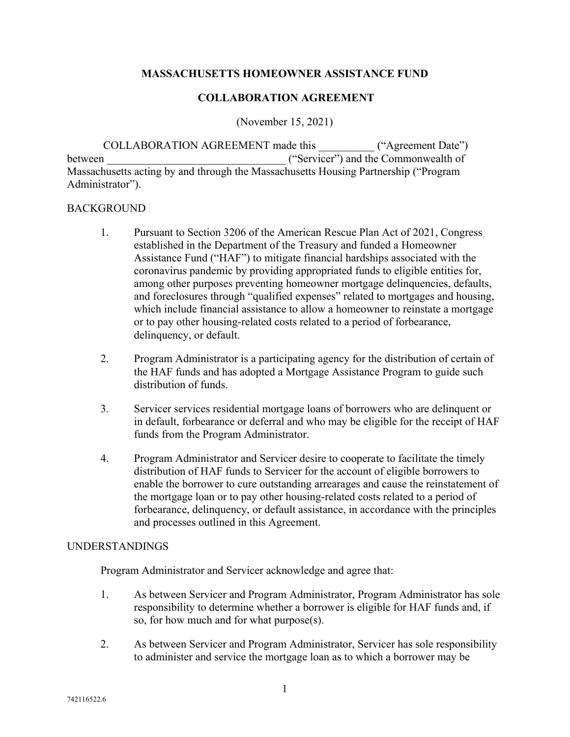# MASSACHUSETTS HOMEOWNER ASSISTANCE FUND

## COLLABORATION AGREEMENT

(November 15, 2021)

COLLABORATION AGREEMENT made this __________ ("Agreement Date") between ________________________________ ("Servicer") and the Commonwealth of Massachusetts acting by and through the Massachusetts Housing Partnership ("Program Administrator").

BACKGROUND

1. Pursuant to Section 3206 of the American Rescue Plan Act of 2021, Congress established in the Department of the Treasury and funded a Homeowner Assistance Fund ("HAF") to mitigate financial hardships associated with the coronavirus pandemic by providing appropriated funds to eligible entities for, among other purposes preventing homeowner mortgage delinquencies, defaults, and foreclosures through "qualified expenses" related to mortgages and housing, which include financial assistance to allow a homeowner to reinstate a mortgage or to pay other housing-related costs related to a period of forbearance, delinquency, or default.

2. Program Administrator is a participating agency for the distribution of certain of the HAF funds and has adopted a Mortgage Assistance Program to guide such distribution of funds.

3. Servicer services residential mortgage loans of borrowers who are delinquent or in default, forbearance or deferral and who may be eligible for the receipt of HAF funds from the Program Administrator.

4. Program Administrator and Servicer desire to cooperate to facilitate the timely distribution of HAF funds to Servicer for the account of eligible borrowers to enable the borrower to cure outstanding arrearages and cause the reinstatement of the mortgage loan or to pay other housing-related costs related to a period of forbearance, delinquency, or default assistance, in accordance with the principles and processes outlined in this Agreement.

UNDERSTANDINGS

Program Administrator and Servicer acknowledge and agree that:

1. As between Servicer and Program Administrator, Program Administrator has sole responsibility to determine whether a borrower is eligible for HAF funds and, if so, for how much and for what purpose(s).

2. As between Servicer and Program Administrator, Servicer has sole responsibility to administer and service the mortgage loan as to which a borrower may be

742116522.6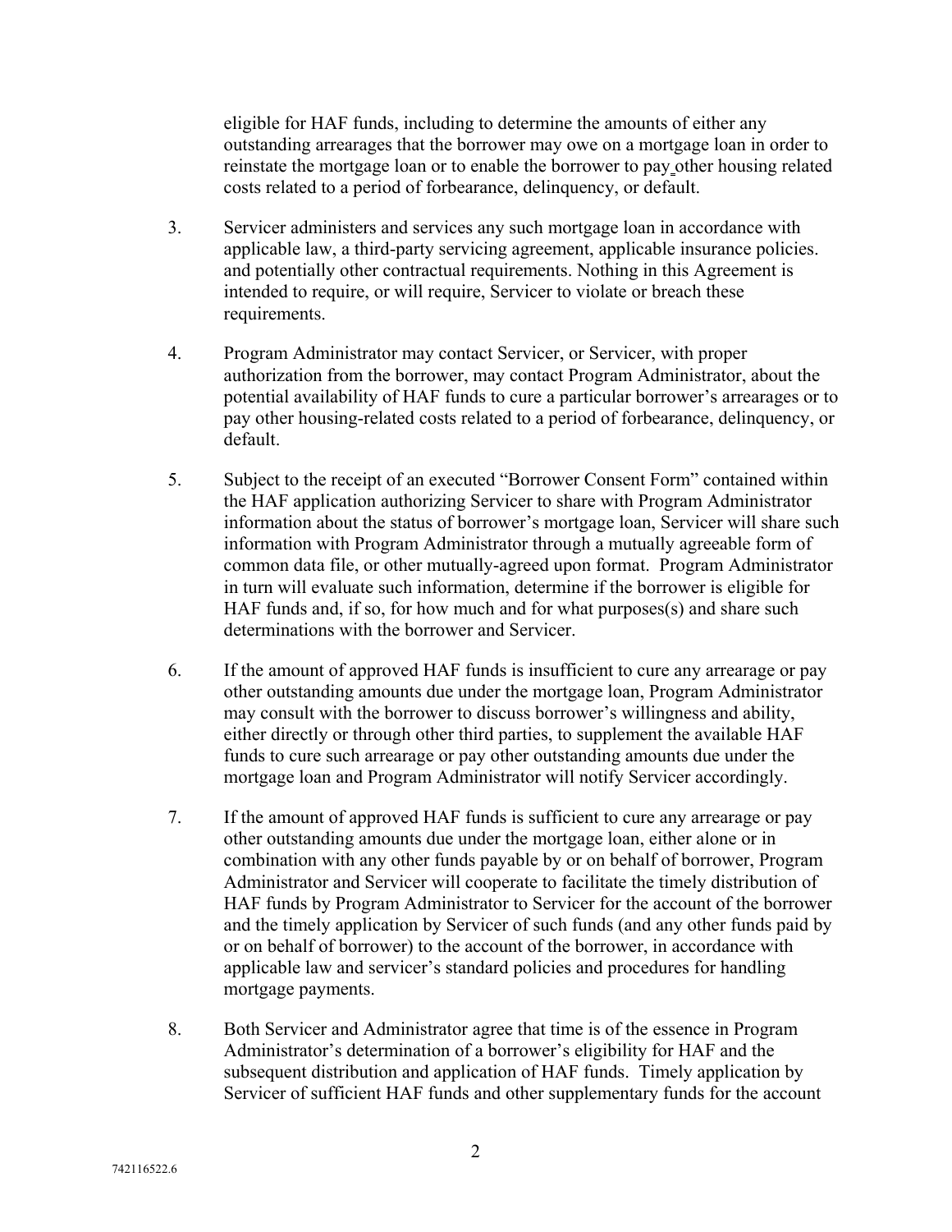eligible for HAF funds, including to determine the amounts of either any outstanding arrearages that the borrower may owe on a mortgage loan in order to reinstate the mortgage loan or to enable the borrower to pay other housing related costs related to a period of forbearance, delinquency, or default.

3. Servicer administers and services any such mortgage loan in accordance with applicable law, a third-party servicing agreement, applicable insurance policies. and potentially other contractual requirements. Nothing in this Agreement is intended to require, or will require, Servicer to violate or breach these requirements.

4. Program Administrator may contact Servicer, or Servicer, with proper authorization from the borrower, may contact Program Administrator, about the potential availability of HAF funds to cure a particular borrower's arrearages or to pay other housing-related costs related to a period of forbearance, delinquency, or default.

5. Subject to the receipt of an executed "Borrower Consent Form" contained within the HAF application authorizing Servicer to share with Program Administrator information about the status of borrower's mortgage loan, Servicer will share such information with Program Administrator through a mutually agreeable form of common data file, or other mutually-agreed upon format. Program Administrator in turn will evaluate such information, determine if the borrower is eligible for HAF funds and, if so, for how much and for what purposes(s) and share such determinations with the borrower and Servicer.

6. If the amount of approved HAF funds is insufficient to cure any arrearage or pay other outstanding amounts due under the mortgage loan, Program Administrator may consult with the borrower to discuss borrower's willingness and ability, either directly or through other third parties, to supplement the available HAF funds to cure such arrearage or pay other outstanding amounts due under the mortgage loan and Program Administrator will notify Servicer accordingly.

7. If the amount of approved HAF funds is sufficient to cure any arrearage or pay other outstanding amounts due under the mortgage loan, either alone or in combination with any other funds payable by or on behalf of borrower, Program Administrator and Servicer will cooperate to facilitate the timely distribution of HAF funds by Program Administrator to Servicer for the account of the borrower and the timely application by Servicer of such funds (and any other funds paid by or on behalf of borrower) to the account of the borrower, in accordance with applicable law and servicer's standard policies and procedures for handling mortgage payments.

8. Both Servicer and Administrator agree that time is of the essence in Program Administrator's determination of a borrower's eligibility for HAF and the subsequent distribution and application of HAF funds. Timely application by Servicer of sufficient HAF funds and other supplementary funds for the account

742116522.6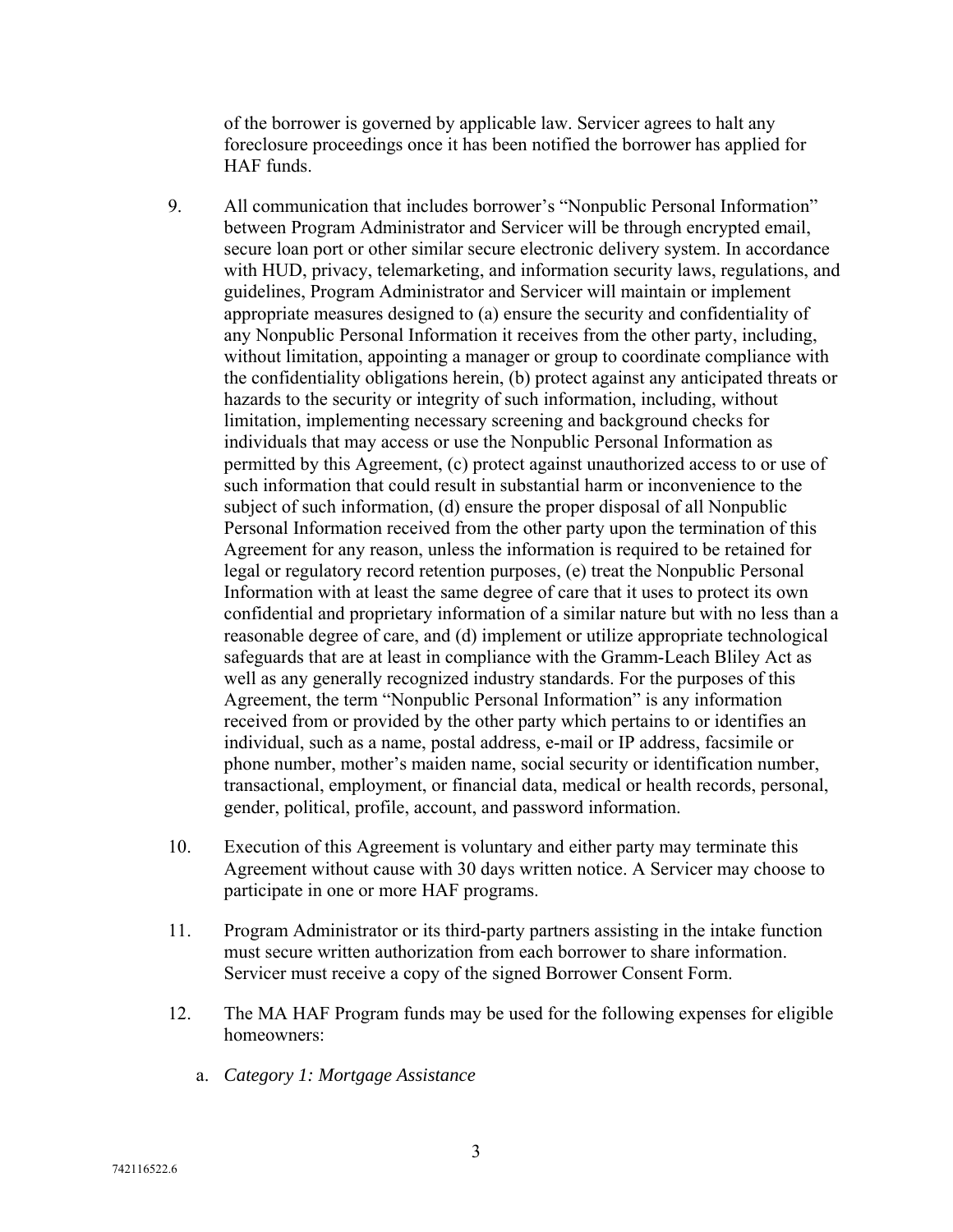of the borrower is governed by applicable law. Servicer agrees to halt any foreclosure proceedings once it has been notified the borrower has applied for HAF funds.

9. All communication that includes borrower's "Nonpublic Personal Information" between Program Administrator and Servicer will be through encrypted email, secure loan port or other similar secure electronic delivery system. In accordance with HUD, privacy, telemarketing, and information security laws, regulations, and guidelines, Program Administrator and Servicer will maintain or implement appropriate measures designed to (a) ensure the security and confidentiality of any Nonpublic Personal Information it receives from the other party, including, without limitation, appointing a manager or group to coordinate compliance with the confidentiality obligations herein, (b) protect against any anticipated threats or hazards to the security or integrity of such information, including, without limitation, implementing necessary screening and background checks for individuals that may access or use the Nonpublic Personal Information as permitted by this Agreement, (c) protect against unauthorized access to or use of such information that could result in substantial harm or inconvenience to the subject of such information, (d) ensure the proper disposal of all Nonpublic Personal Information received from the other party upon the termination of this Agreement for any reason, unless the information is required to be retained for legal or regulatory record retention purposes, (e) treat the Nonpublic Personal Information with at least the same degree of care that it uses to protect its own confidential and proprietary information of a similar nature but with no less than a reasonable degree of care, and (d) implement or utilize appropriate technological safeguards that are at least in compliance with the Gramm-Leach Bliley Act as well as any generally recognized industry standards. For the purposes of this Agreement, the term "Nonpublic Personal Information" is any information received from or provided by the other party which pertains to or identifies an individual, such as a name, postal address, e-mail or IP address, facsimile or phone number, mother's maiden name, social security or identification number, transactional, employment, or financial data, medical or health records, personal, gender, political, profile, account, and password information.

10. Execution of this Agreement is voluntary and either party may terminate this Agreement without cause with 30 days written notice. A Servicer may choose to participate in one or more HAF programs.

11. Program Administrator or its third-party partners assisting in the intake function must secure written authorization from each borrower to share information. Servicer must receive a copy of the signed Borrower Consent Form.

12. The MA HAF Program funds may be used for the following expenses for eligible homeowners:

    a. *Category 1: Mortgage Assistance*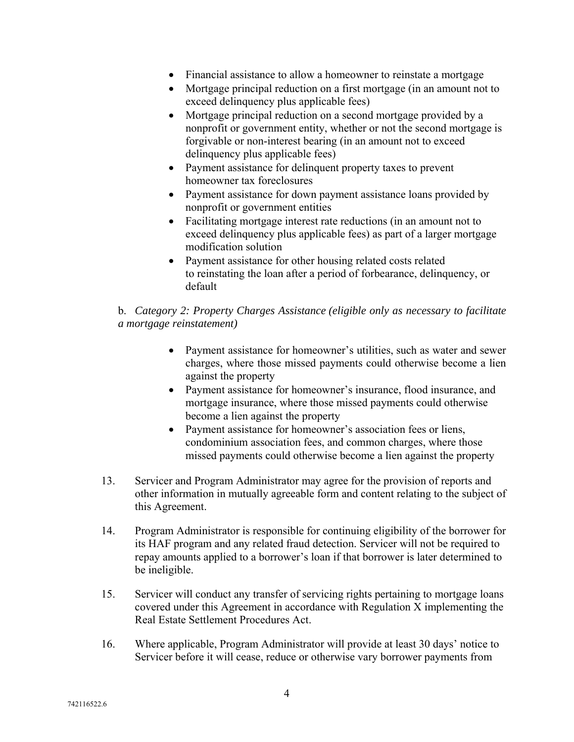- Financial assistance to allow a homeowner to reinstate a mortgage
- Mortgage principal reduction on a first mortgage (in an amount not to exceed delinquency plus applicable fees)
- Mortgage principal reduction on a second mortgage provided by a nonprofit or government entity, whether or not the second mortgage is forgivable or non-interest bearing (in an amount not to exceed delinquency plus applicable fees)
- Payment assistance for delinquent property taxes to prevent homeowner tax foreclosures
- Payment assistance for down payment assistance loans provided by nonprofit or government entities
- Facilitating mortgage interest rate reductions (in an amount not to exceed delinquency plus applicable fees) as part of a larger mortgage modification solution
- Payment assistance for other housing related costs related to reinstating the loan after a period of forbearance, delinquency, or default

b. *Category 2: Property Charges Assistance (eligible only as necessary to facilitate a mortgage reinstatement)*

- Payment assistance for homeowner's utilities, such as water and sewer charges, where those missed payments could otherwise become a lien against the property
- Payment assistance for homeowner's insurance, flood insurance, and mortgage insurance, where those missed payments could otherwise become a lien against the property
- Payment assistance for homeowner's association fees or liens, condominium association fees, and common charges, where those missed payments could otherwise become a lien against the property

13. Servicer and Program Administrator may agree for the provision of reports and other information in mutually agreeable form and content relating to the subject of this Agreement.

14. Program Administrator is responsible for continuing eligibility of the borrower for its HAF program and any related fraud detection. Servicer will not be required to repay amounts applied to a borrower's loan if that borrower is later determined to be ineligible.

15. Servicer will conduct any transfer of servicing rights pertaining to mortgage loans covered under this Agreement in accordance with Regulation X implementing the Real Estate Settlement Procedures Act.

16. Where applicable, Program Administrator will provide at least 30 days' notice to Servicer before it will cease, reduce or otherwise vary borrower payments from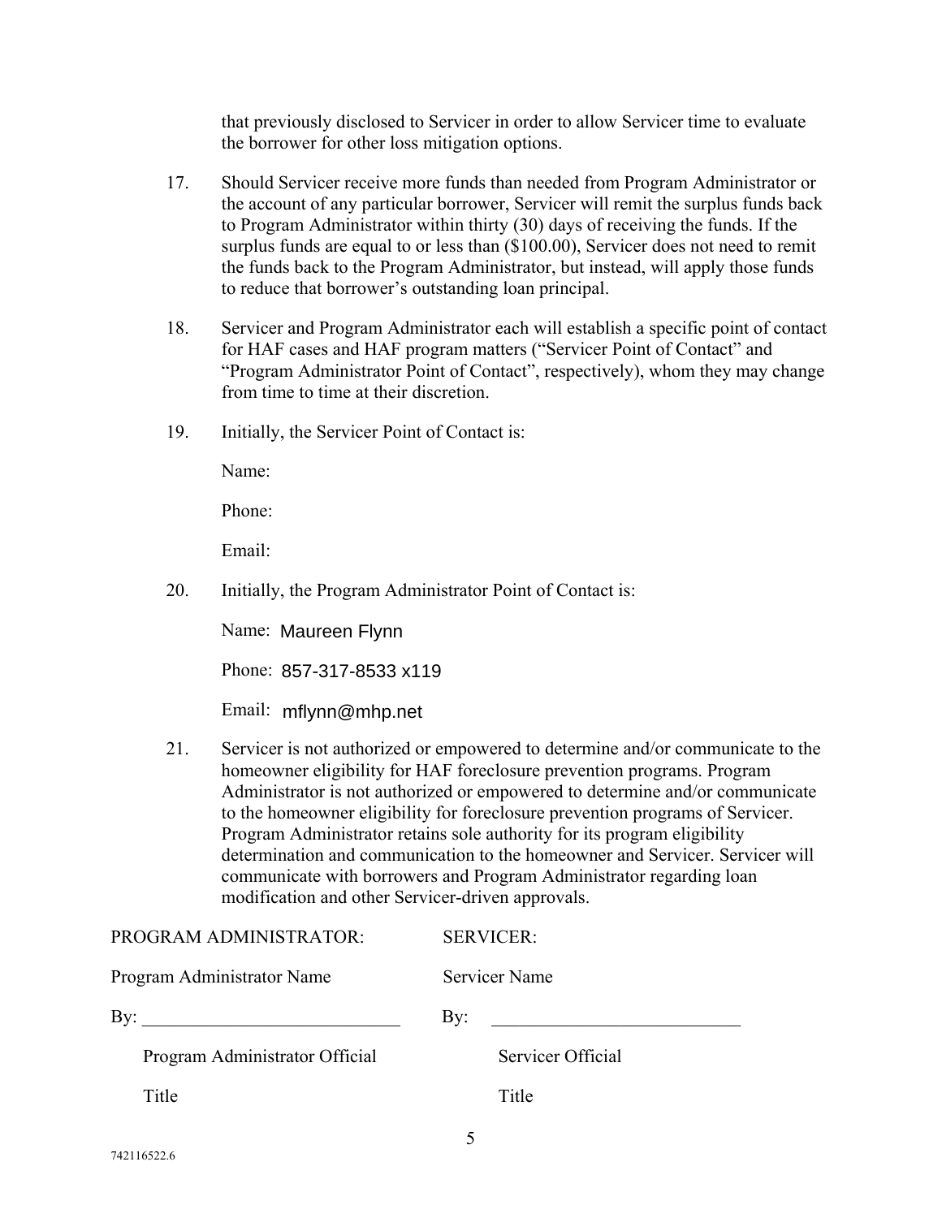that previously disclosed to Servicer in order to allow Servicer time to evaluate the borrower for other loss mitigation options.

17. Should Servicer receive more funds than needed from Program Administrator or the account of any particular borrower, Servicer will remit the surplus funds back to Program Administrator within thirty (30) days of receiving the funds. If the surplus funds are equal to or less than ($100.00), Servicer does not need to remit the funds back to the Program Administrator, but instead, will apply those funds to reduce that borrower's outstanding loan principal.

18. Servicer and Program Administrator each will establish a specific point of contact for HAF cases and HAF program matters ("Servicer Point of Contact" and "Program Administrator Point of Contact", respectively), whom they may change from time to time at their discretion.

19. Initially, the Servicer Point of Contact is:

    Name:

    Phone:

    Email:

20. Initially, the Program Administrator Point of Contact is:

    Name: Maureen Flynn

    Phone: 857-317-8533 x119

    Email: mflynn@mhp.net

21. Servicer is not authorized or empowered to determine and/or communicate to the homeowner eligibility for HAF foreclosure prevention programs. Program Administrator is not authorized or empowered to determine and/or communicate to the homeowner eligibility for foreclosure prevention programs of Servicer. Program Administrator retains sole authority for its program eligibility determination and communication to the homeowner and Servicer. Servicer will communicate with borrowers and Program Administrator regarding loan modification and other Servicer-driven approvals.

| | |
|---|---|
| PROGRAM ADMINISTRATOR: | SERVICER: |
| Program Administrator Name | Servicer Name |
| By: ____________________________ | By: ____________________________ |
| Program Administrator Official | Servicer Official |
| Title | Title |

742116522.6